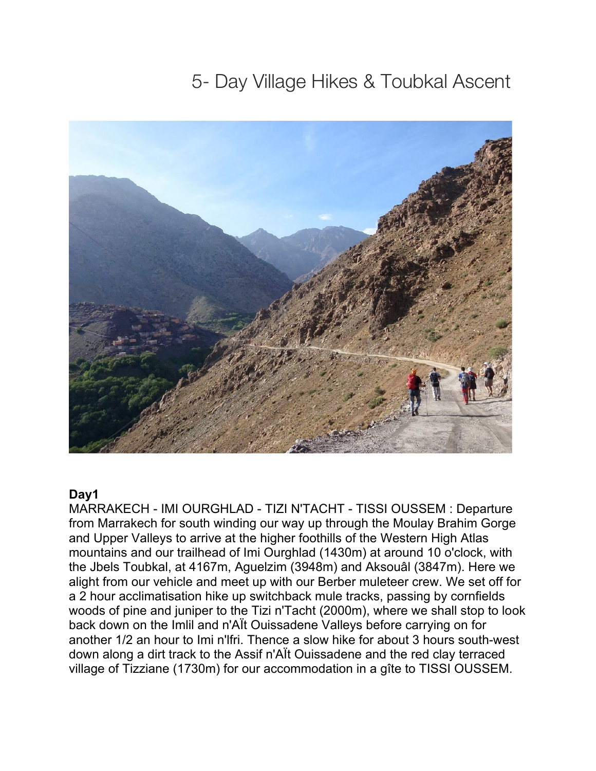# 5- Day Village Hikes & Toubkal Ascent

**Day1**

MARRAKECH - IMI OURGHLAD - TIZI N'TACHT - TISSI OUSSEM : Departure from Marrakech for south winding our way up through the Moulay Brahim Gorge and Upper Valleys to arrive at the higher foothills of the Western High Atlas mountains and our trailhead of Imi Ourghlad (1430m) at around 10 o'clock, with the Jbels Toubkal, at 4167m, Aguelzim (3948m) and Aksouâl (3847m). Here we alight from our vehicle and meet up with our Berber muleteer crew. We set off for a 2 hour acclimatisation hike up switchback mule tracks, passing by cornfields woods of pine and juniper to the Tizi n'Tacht (2000m), where we shall stop to look back down on the Imlil and n'AÏt Ouissadene Valleys before carrying on for another 1/2 an hour to Imi n'lfri. Thence a slow hike for about 3 hours south-west down along a dirt track to the Assif n'AÏt Ouissadene and the red clay terraced village of Tizziane (1730m) for our accommodation in a gîte to TISSI OUSSEM.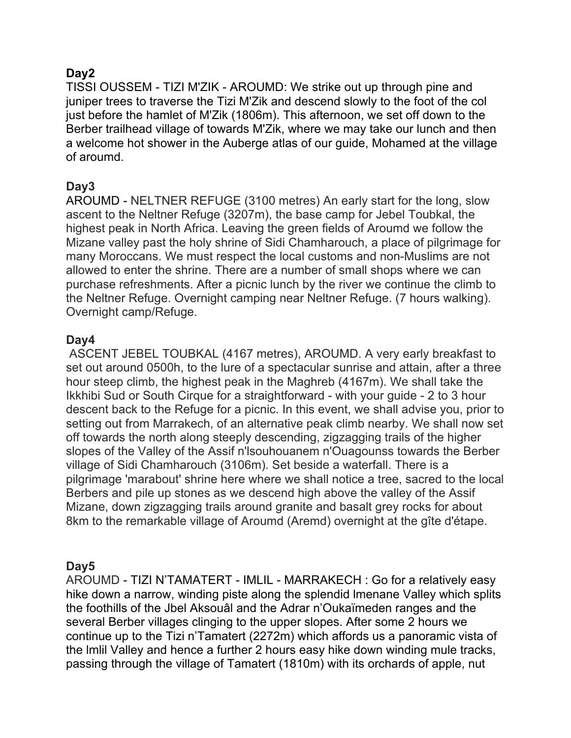## Day2

TISSI OUSSEM - TIZI M'ZIK - AROUMD: We strike out up through pine and juniper trees to traverse the Tizi M'Zik and descend slowly to the foot of the col just before the hamlet of M'Zik (1806m). This afternoon, we set off down to the Berber trailhead village of towards M'Zik, where we may take our lunch and then a welcome hot shower in the Auberge atlas of our guide, Mohamed at the village of aroumd.

## Day3

AROUMD - NELTNER REFUGE (3100 metres) An early start for the long, slow ascent to the Neltner Refuge (3207m), the base camp for Jebel Toubkal, the highest peak in North Africa. Leaving the green fields of Aroumd we follow the Mizane valley past the holy shrine of Sidi Chamharouch, a place of pilgrimage for many Moroccans. We must respect the local customs and non-Muslims are not allowed to enter the shrine. There are a number of small shops where we can purchase refreshments. After a picnic lunch by the river we continue the climb to the Neltner Refuge. Overnight camping near Neltner Refuge. (7 hours walking). Overnight camp/Refuge.

## Day4

ASCENT JEBEL TOUBKAL (4167 metres), AROUMD. A very early breakfast to set out around 0500h, to the lure of a spectacular sunrise and attain, after a three hour steep climb, the highest peak in the Maghreb (4167m). We shall take the Ikkhibi Sud or South Cirque for a straightforward - with your guide - 2 to 3 hour descent back to the Refuge for a picnic. In this event, we shall advise you, prior to setting out from Marrakech, of an alternative peak climb nearby. We shall now set off towards the north along steeply descending, zigzagging trails of the higher slopes of the Valley of the Assif n'Isouhouanem n'Ouagounss towards the Berber village of Sidi Chamharouch (3106m). Set beside a waterfall. There is a pilgrimage 'marabout' shrine here where we shall notice a tree, sacred to the local Berbers and pile up stones as we descend high above the valley of the Assif Mizane, down zigzagging trails around granite and basalt grey rocks for about 8km to the remarkable village of Aroumd (Aremd) overnight at the gîte d'étape.

## Day5

AROUMD - TIZI N'TAMATERT - IMLIL - MARRAKECH : Go for a relatively easy hike down a narrow, winding piste along the splendid Imenane Valley which splits the foothills of the Jbel Aksouâl and the Adrar n'Oukaïmeden ranges and the several Berber villages clinging to the upper slopes. After some 2 hours we continue up to the Tizi n'Tamatert (2272m) which affords us a panoramic vista of the Imlil Valley and hence a further 2 hours easy hike down winding mule tracks, passing through the village of Tamatert (1810m) with its orchards of apple, nut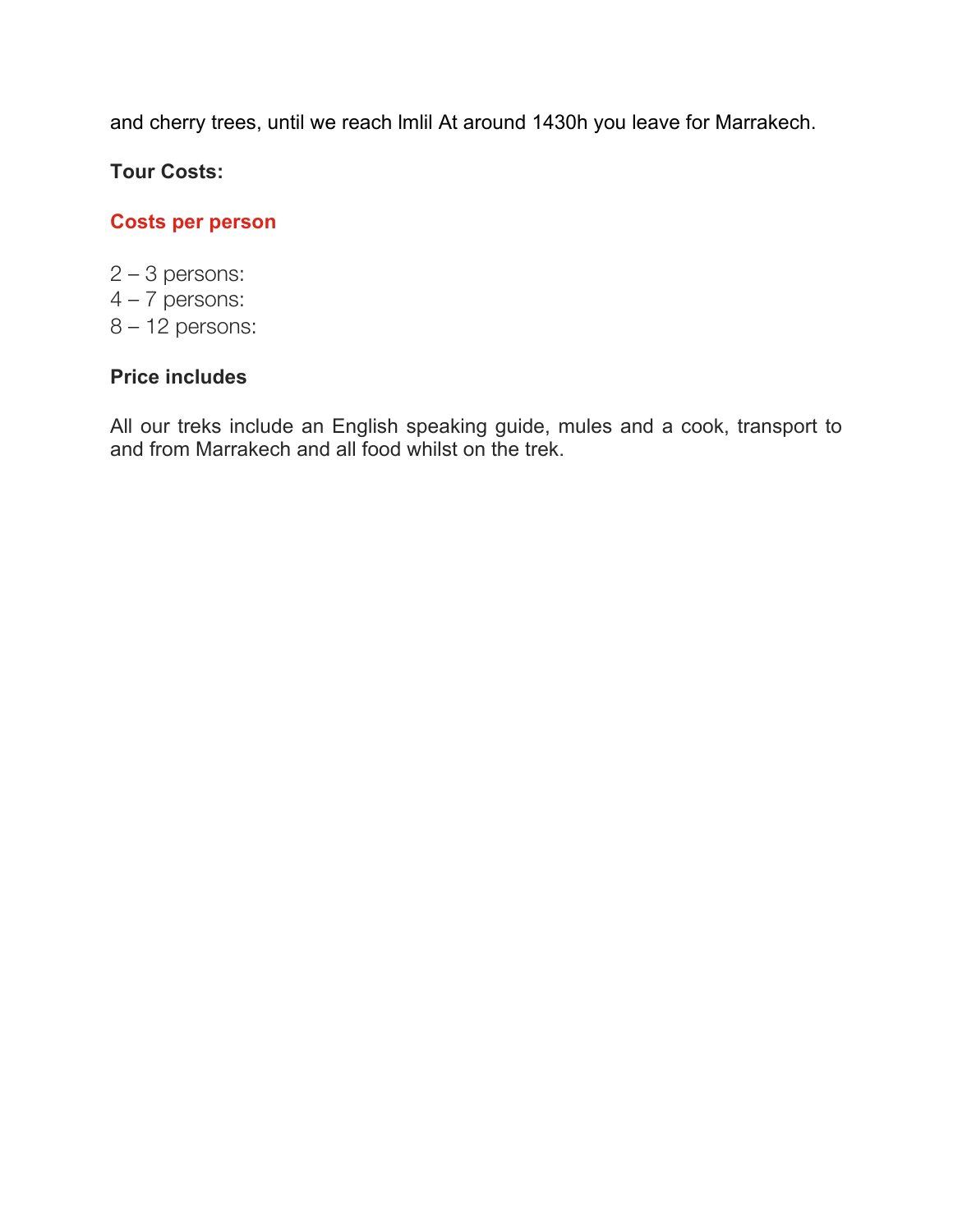and cherry trees, until we reach Imlil At around 1430h you leave for Marrakech.

**Tour Costs:**

**Costs per person**

2 – 3 persons:
4 – 7 persons:
8 – 12 persons:

**Price includes**

All our treks include an English speaking guide, mules and a cook, transport to and from Marrakech and all food whilst on the trek.